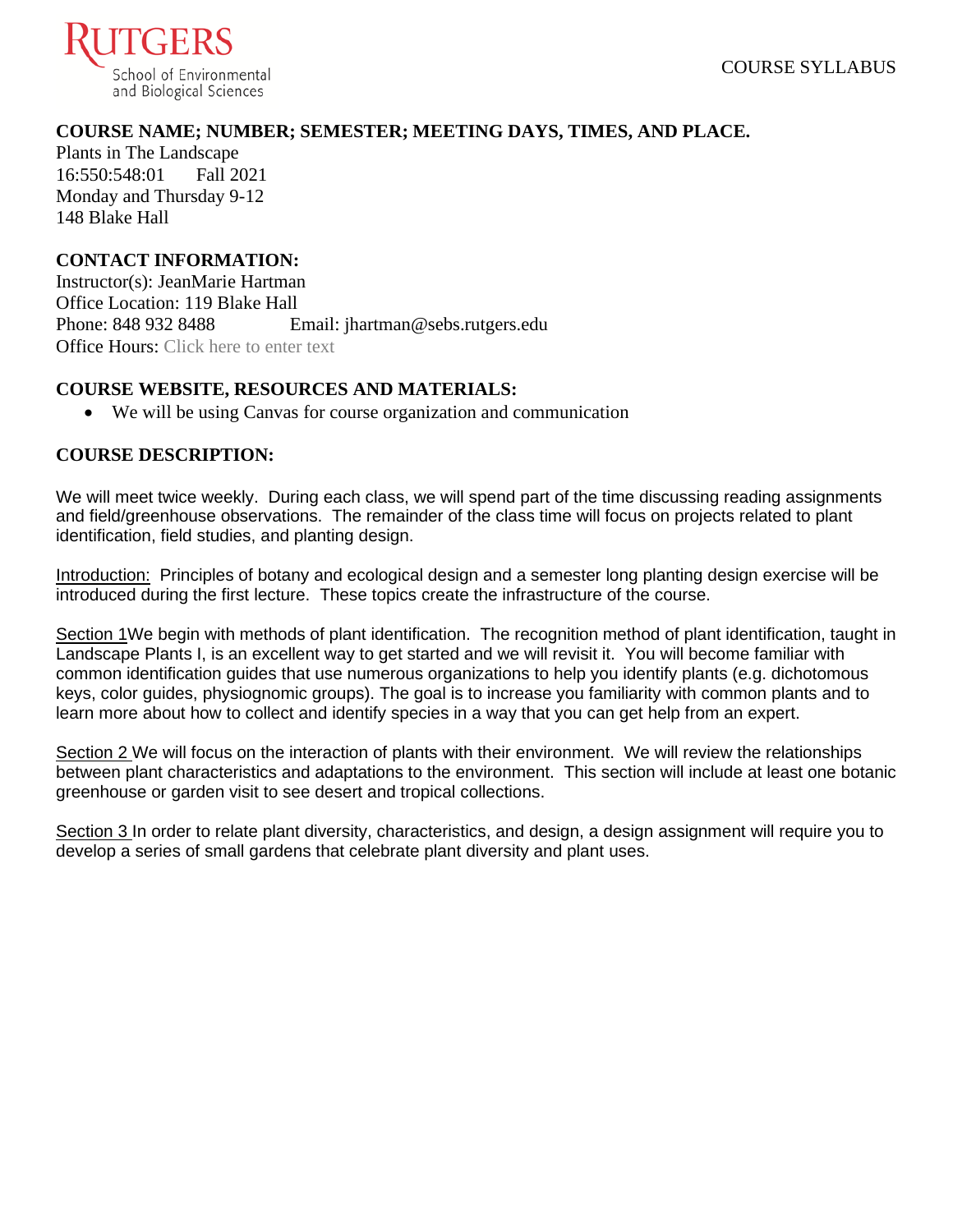RUTGERS
School of Environmental and Biological Sciences

COURSE SYLLABUS

**COURSE NAME; NUMBER; SEMESTER; MEETING DAYS, TIMES, AND PLACE.**

Plants in The Landscape
16:550:548:01 Fall 2021
Monday and Thursday 9-12
148 Blake Hall

**CONTACT INFORMATION:**

Instructor(s): JeanMarie Hartman
Office Location: 119 Blake Hall
Phone: 848 932 8488 Email: jhartman@sebs.rutgers.edu
Office Hours: Click here to enter text

**COURSE WEBSITE, RESOURCES AND MATERIALS:**

- We will be using Canvas for course organization and communication

**COURSE DESCRIPTION:**

We will meet twice weekly. During each class, we will spend part of the time discussing reading assignments and field/greenhouse observations. The remainder of the class time will focus on projects related to plant identification, field studies, and planting design.

Introduction: Principles of botany and ecological design and a semester long planting design exercise will be introduced during the first lecture. These topics create the infrastructure of the course.

Section 1We begin with methods of plant identification. The recognition method of plant identification, taught in Landscape Plants I, is an excellent way to get started and we will revisit it. You will become familiar with common identification guides that use numerous organizations to help you identify plants (e.g. dichotomous keys, color guides, physiognomic groups). The goal is to increase you familiarity with common plants and to learn more about how to collect and identify species in a way that you can get help from an expert.

Section 2 We will focus on the interaction of plants with their environment. We will review the relationships between plant characteristics and adaptations to the environment. This section will include at least one botanic greenhouse or garden visit to see desert and tropical collections.

Section 3 In order to relate plant diversity, characteristics, and design, a design assignment will require you to develop a series of small gardens that celebrate plant diversity and plant uses.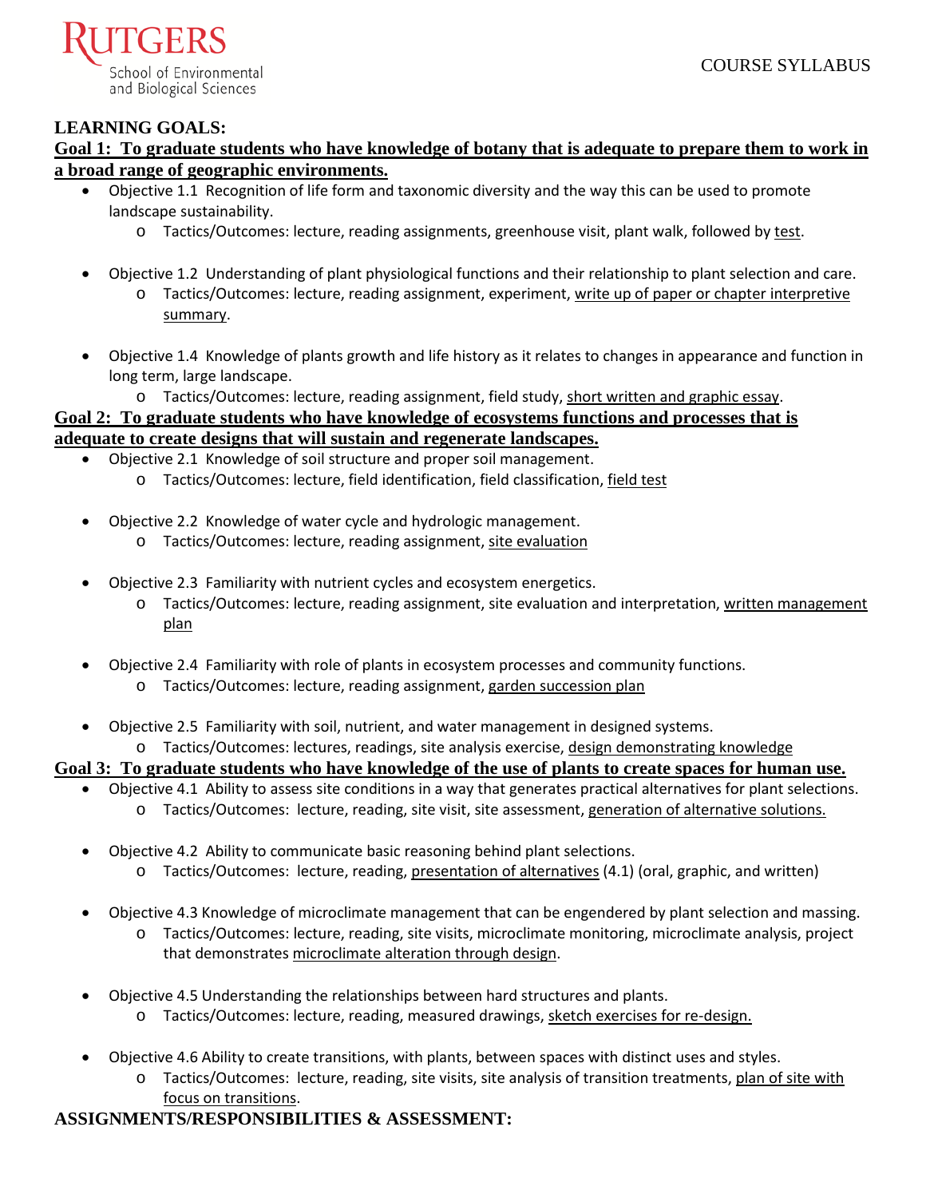## LEARNING GOALS:

**Goal 1: To graduate students who have knowledge of botany that is adequate to prepare them to work in a broad range of geographic environments.**

- Objective 1.1 Recognition of life form and taxonomic diversity and the way this can be used to promote landscape sustainability.
  - Tactics/Outcomes: lecture, reading assignments, greenhouse visit, plant walk, followed by test.
- Objective 1.2 Understanding of plant physiological functions and their relationship to plant selection and care.
  - Tactics/Outcomes: lecture, reading assignment, experiment, write up of paper or chapter interpretive summary.
- Objective 1.4 Knowledge of plants growth and life history as it relates to changes in appearance and function in long term, large landscape.
  - Tactics/Outcomes: lecture, reading assignment, field study, short written and graphic essay.

**Goal 2: To graduate students who have knowledge of ecosystems functions and processes that is adequate to create designs that will sustain and regenerate landscapes.**

- Objective 2.1 Knowledge of soil structure and proper soil management.
  - Tactics/Outcomes: lecture, field identification, field classification, field test
- Objective 2.2 Knowledge of water cycle and hydrologic management.
  - Tactics/Outcomes: lecture, reading assignment, site evaluation
- Objective 2.3 Familiarity with nutrient cycles and ecosystem energetics.
  - Tactics/Outcomes: lecture, reading assignment, site evaluation and interpretation, written management plan
- Objective 2.4 Familiarity with role of plants in ecosystem processes and community functions.
  - Tactics/Outcomes: lecture, reading assignment, garden succession plan
- Objective 2.5 Familiarity with soil, nutrient, and water management in designed systems.
  - Tactics/Outcomes: lectures, readings, site analysis exercise, design demonstrating knowledge

**Goal 3: To graduate students who have knowledge of the use of plants to create spaces for human use.**

- Objective 4.1 Ability to assess site conditions in a way that generates practical alternatives for plant selections.
  - Tactics/Outcomes: lecture, reading, site visit, site assessment, generation of alternative solutions.
- Objective 4.2 Ability to communicate basic reasoning behind plant selections.
  - Tactics/Outcomes: lecture, reading, presentation of alternatives (4.1) (oral, graphic, and written)
- Objective 4.3 Knowledge of microclimate management that can be engendered by plant selection and massing.
  - Tactics/Outcomes: lecture, reading, site visits, microclimate monitoring, microclimate analysis, project that demonstrates microclimate alteration through design.
- Objective 4.5 Understanding the relationships between hard structures and plants.
  - Tactics/Outcomes: lecture, reading, measured drawings, sketch exercises for re-design.
- Objective 4.6 Ability to create transitions, with plants, between spaces with distinct uses and styles.
  - Tactics/Outcomes: lecture, reading, site visits, site analysis of transition treatments, plan of site with focus on transitions.

## ASSIGNMENTS/RESPONSIBILITIES & ASSESSMENT: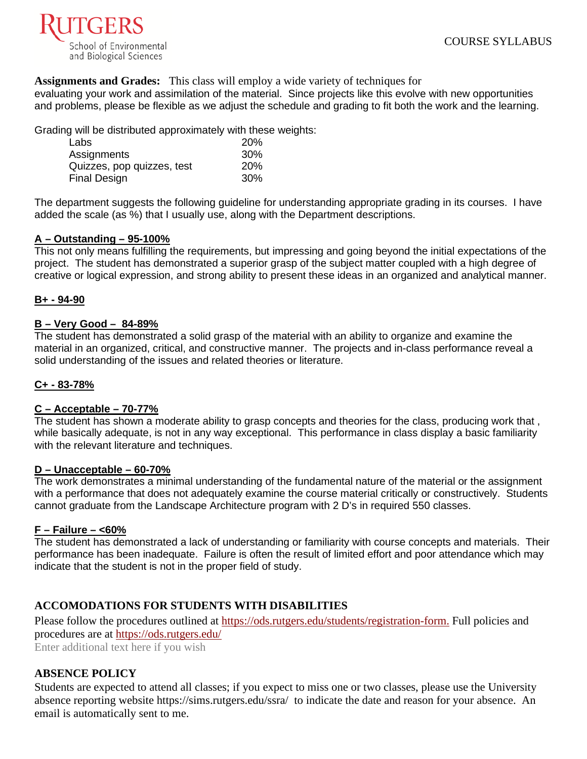**Assignments and Grades:** This class will employ a wide variety of techniques for evaluating your work and assimilation of the material. Since projects like this evolve with new opportunities and problems, please be flexible as we adjust the schedule and grading to fit both the work and the learning.

Grading will be distributed approximately with these weights:

| | |
|---|---|
| Labs | 20% |
| Assignments | 30% |
| Quizzes, pop quizzes, test | 20% |
| Final Design | 30% |

The department suggests the following guideline for understanding appropriate grading in its courses. I have added the scale (as %) that I usually use, along with the Department descriptions.

**A – Outstanding – 95-100%**

This not only means fulfilling the requirements, but impressing and going beyond the initial expectations of the project. The student has demonstrated a superior grasp of the subject matter coupled with a high degree of creative or logical expression, and strong ability to present these ideas in an organized and analytical manner.

**B+ - 94-90**

**B – Very Good – 84-89%**

The student has demonstrated a solid grasp of the material with an ability to organize and examine the material in an organized, critical, and constructive manner. The projects and in-class performance reveal a solid understanding of the issues and related theories or literature.

**C+ - 83-78%**

**C – Acceptable – 70-77%**

The student has shown a moderate ability to grasp concepts and theories for the class, producing work that , while basically adequate, is not in any way exceptional. This performance in class display a basic familiarity with the relevant literature and techniques.

**D – Unacceptable – 60-70%**

The work demonstrates a minimal understanding of the fundamental nature of the material or the assignment with a performance that does not adequately examine the course material critically or constructively. Students cannot graduate from the Landscape Architecture program with 2 D's in required 550 classes.

**F – Failure – <60%**

The student has demonstrated a lack of understanding or familiarity with course concepts and materials. Their performance has been inadequate. Failure is often the result of limited effort and poor attendance which may indicate that the student is not in the proper field of study.

## ACCOMODATIONS FOR STUDENTS WITH DISABILITIES

Please follow the procedures outlined at https://ods.rutgers.edu/students/registration-form. Full policies and procedures are at https://ods.rutgers.edu/

Enter additional text here if you wish

## ABSENCE POLICY

Students are expected to attend all classes; if you expect to miss one or two classes, please use the University absence reporting website https://sims.rutgers.edu/ssra/ to indicate the date and reason for your absence. An email is automatically sent to me.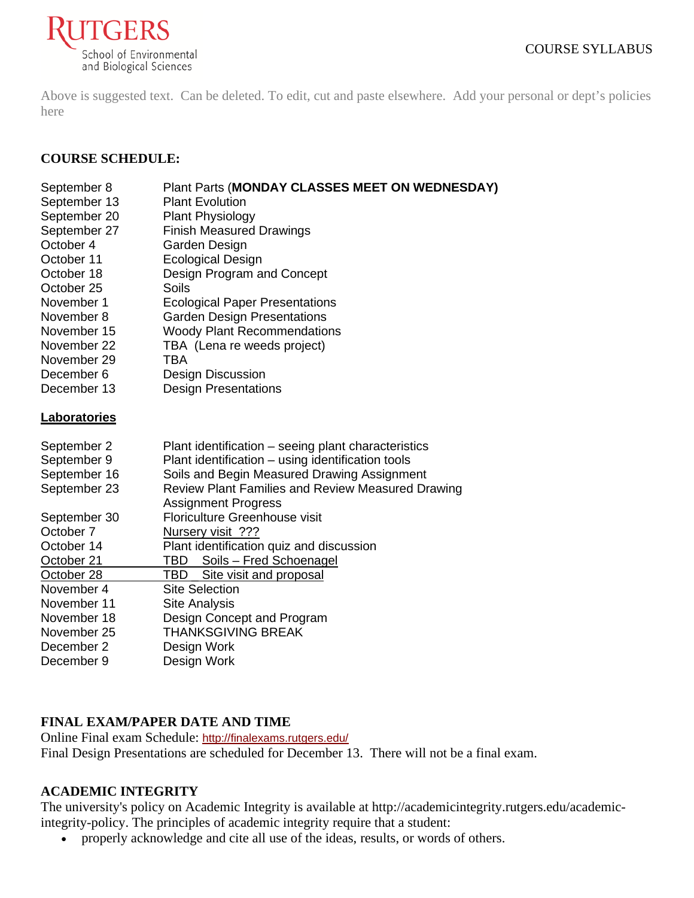RUTGERS
School of Environmental and Biological Sciences

COURSE SYLLABUS

Above is suggested text. Can be deleted. To edit, cut and paste elsewhere. Add your personal or dept's policies here

**COURSE SCHEDULE:**

| | |
|---|---|
| September 8 | Plant Parts (**MONDAY CLASSES MEET ON WEDNESDAY)** |
| September 13 | Plant Evolution |
| September 20 | Plant Physiology |
| September 27 | Finish Measured Drawings |
| October 4 | Garden Design |
| October 11 | Ecological Design |
| October 18 | Design Program and Concept |
| October 25 | Soils |
| November 1 | Ecological Paper Presentations |
| November 8 | Garden Design Presentations |
| November 15 | Woody Plant Recommendations |
| November 22 | TBA (Lena re weeds project) |
| November 29 | TBA |
| December 6 | Design Discussion |
| December 13 | Design Presentations |

**Laboratories**

| | |
|---|---|
| September 2 | Plant identification – seeing plant characteristics |
| September 9 | Plant identification – using identification tools |
| September 16 | Soils and Begin Measured Drawing Assignment |
| September 23 | Review Plant Families and Review Measured Drawing Assignment Progress |
| September 30 | Floriculture Greenhouse visit |
| October 7 | Nursery visit ??? |
| October 14 | Plant identification quiz and discussion |
| October 21 | TBD Soils – Fred Schoenagel |
| October 28 | TBD Site visit and proposal |
| November 4 | Site Selection |
| November 11 | Site Analysis |
| November 18 | Design Concept and Program |
| November 25 | THANKSGIVING BREAK |
| December 2 | Design Work |
| December 9 | Design Work |

**FINAL EXAM/PAPER DATE AND TIME**

Online Final exam Schedule: http://finalexams.rutgers.edu/
Final Design Presentations are scheduled for December 13. There will not be a final exam.

**ACADEMIC INTEGRITY**

The university's policy on Academic Integrity is available at http://academicintegrity.rutgers.edu/academic-integrity-policy. The principles of academic integrity require that a student:

- properly acknowledge and cite all use of the ideas, results, or words of others.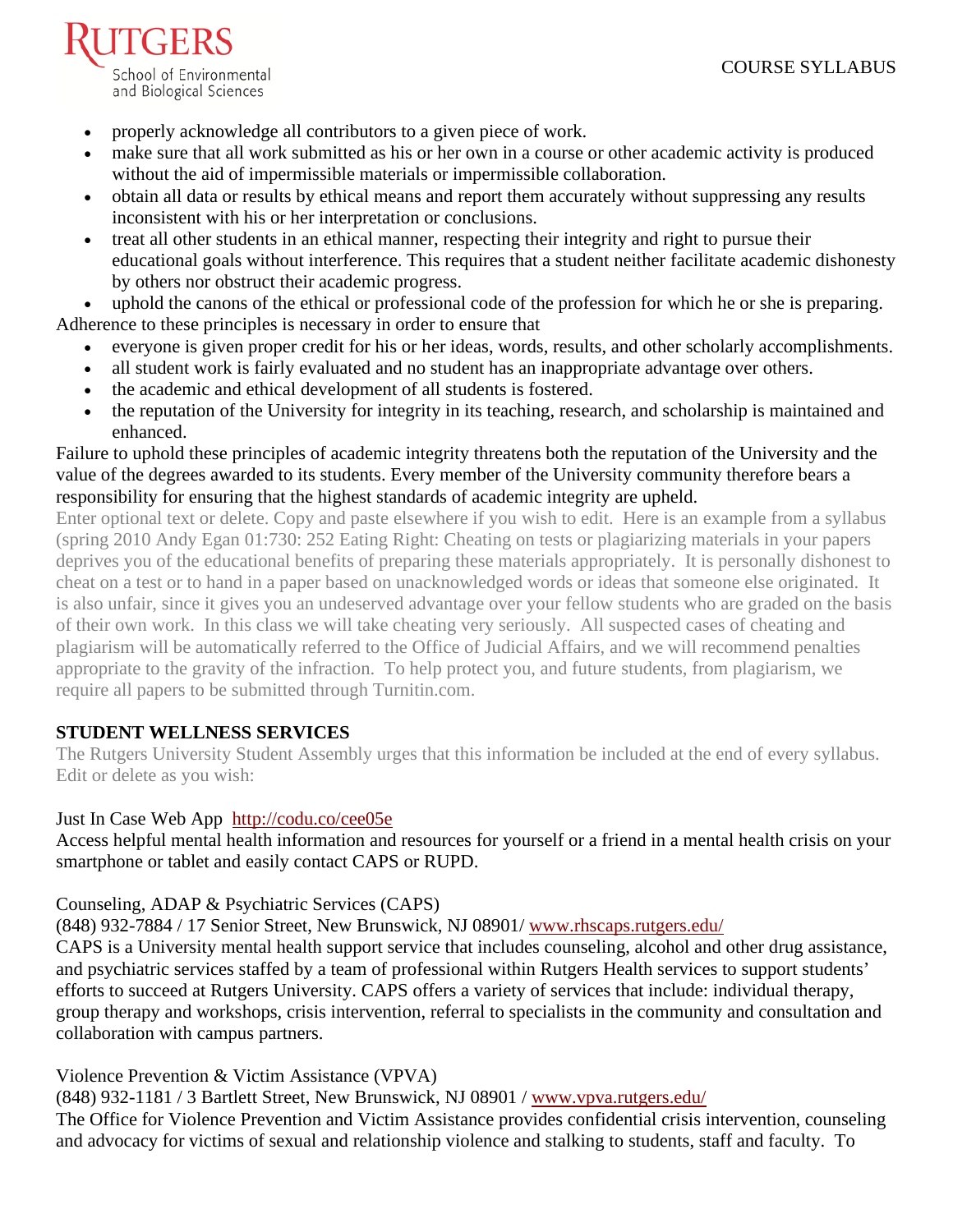- properly acknowledge all contributors to a given piece of work.
- make sure that all work submitted as his or her own in a course or other academic activity is produced without the aid of impermissible materials or impermissible collaboration.
- obtain all data or results by ethical means and report them accurately without suppressing any results inconsistent with his or her interpretation or conclusions.
- treat all other students in an ethical manner, respecting their integrity and right to pursue their educational goals without interference. This requires that a student neither facilitate academic dishonesty by others nor obstruct their academic progress.
- uphold the canons of the ethical or professional code of the profession for which he or she is preparing.

Adherence to these principles is necessary in order to ensure that

- everyone is given proper credit for his or her ideas, words, results, and other scholarly accomplishments.
- all student work is fairly evaluated and no student has an inappropriate advantage over others.
- the academic and ethical development of all students is fostered.
- the reputation of the University for integrity in its teaching, research, and scholarship is maintained and enhanced.

Failure to uphold these principles of academic integrity threatens both the reputation of the University and the value of the degrees awarded to its students. Every member of the University community therefore bears a responsibility for ensuring that the highest standards of academic integrity are upheld.

Enter optional text or delete. Copy and paste elsewhere if you wish to edit. Here is an example from a syllabus (spring 2010 Andy Egan 01:730: 252 Eating Right: Cheating on tests or plagiarizing materials in your papers deprives you of the educational benefits of preparing these materials appropriately. It is personally dishonest to cheat on a test or to hand in a paper based on unacknowledged words or ideas that someone else originated. It is also unfair, since it gives you an undeserved advantage over your fellow students who are graded on the basis of their own work. In this class we will take cheating very seriously. All suspected cases of cheating and plagiarism will be automatically referred to the Office of Judicial Affairs, and we will recommend penalties appropriate to the gravity of the infraction. To help protect you, and future students, from plagiarism, we require all papers to be submitted through Turnitin.com.

## STUDENT WELLNESS SERVICES

The Rutgers University Student Assembly urges that this information be included at the end of every syllabus. Edit or delete as you wish:

Just In Case Web App http://codu.co/cee05e
Access helpful mental health information and resources for yourself or a friend in a mental health crisis on your smartphone or tablet and easily contact CAPS or RUPD.

Counseling, ADAP & Psychiatric Services (CAPS)
(848) 932-7884 / 17 Senior Street, New Brunswick, NJ 08901/ www.rhscaps.rutgers.edu/
CAPS is a University mental health support service that includes counseling, alcohol and other drug assistance, and psychiatric services staffed by a team of professional within Rutgers Health services to support students' efforts to succeed at Rutgers University. CAPS offers a variety of services that include: individual therapy, group therapy and workshops, crisis intervention, referral to specialists in the community and consultation and collaboration with campus partners.

Violence Prevention & Victim Assistance (VPVA)
(848) 932-1181 / 3 Bartlett Street, New Brunswick, NJ 08901 / www.vpva.rutgers.edu/
The Office for Violence Prevention and Victim Assistance provides confidential crisis intervention, counseling and advocacy for victims of sexual and relationship violence and stalking to students, staff and faculty. To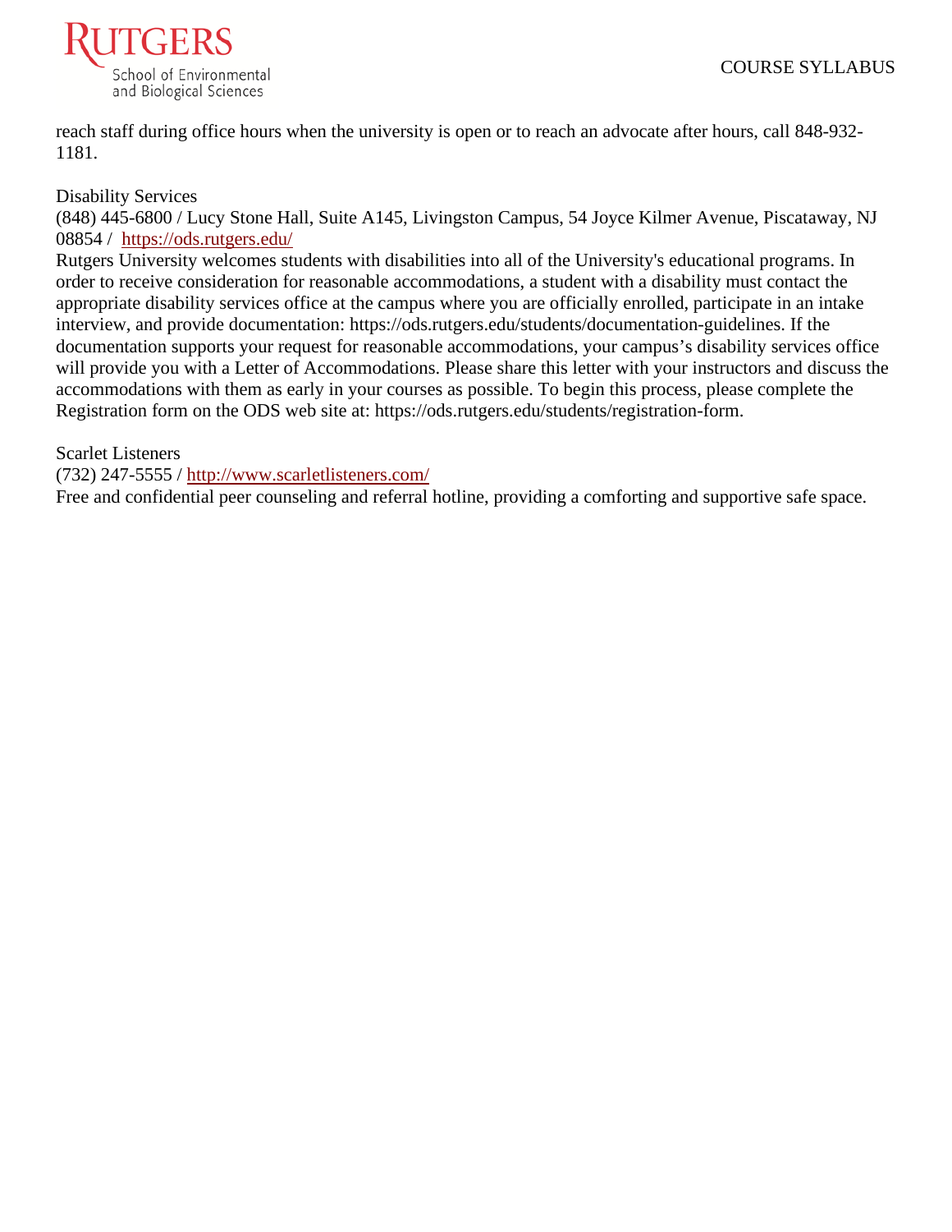reach staff during office hours when the university is open or to reach an advocate after hours, call 848-932-1181.

Disability Services

(848) 445-6800 / Lucy Stone Hall, Suite A145, Livingston Campus, 54 Joyce Kilmer Avenue, Piscataway, NJ 08854 / https://ods.rutgers.edu/

Rutgers University welcomes students with disabilities into all of the University's educational programs. In order to receive consideration for reasonable accommodations, a student with a disability must contact the appropriate disability services office at the campus where you are officially enrolled, participate in an intake interview, and provide documentation: https://ods.rutgers.edu/students/documentation-guidelines. If the documentation supports your request for reasonable accommodations, your campus's disability services office will provide you with a Letter of Accommodations. Please share this letter with your instructors and discuss the accommodations with them as early in your courses as possible. To begin this process, please complete the Registration form on the ODS web site at: https://ods.rutgers.edu/students/registration-form.

Scarlet Listeners

(732) 247-5555 / http://www.scarletlisteners.com/

Free and confidential peer counseling and referral hotline, providing a comforting and supportive safe space.